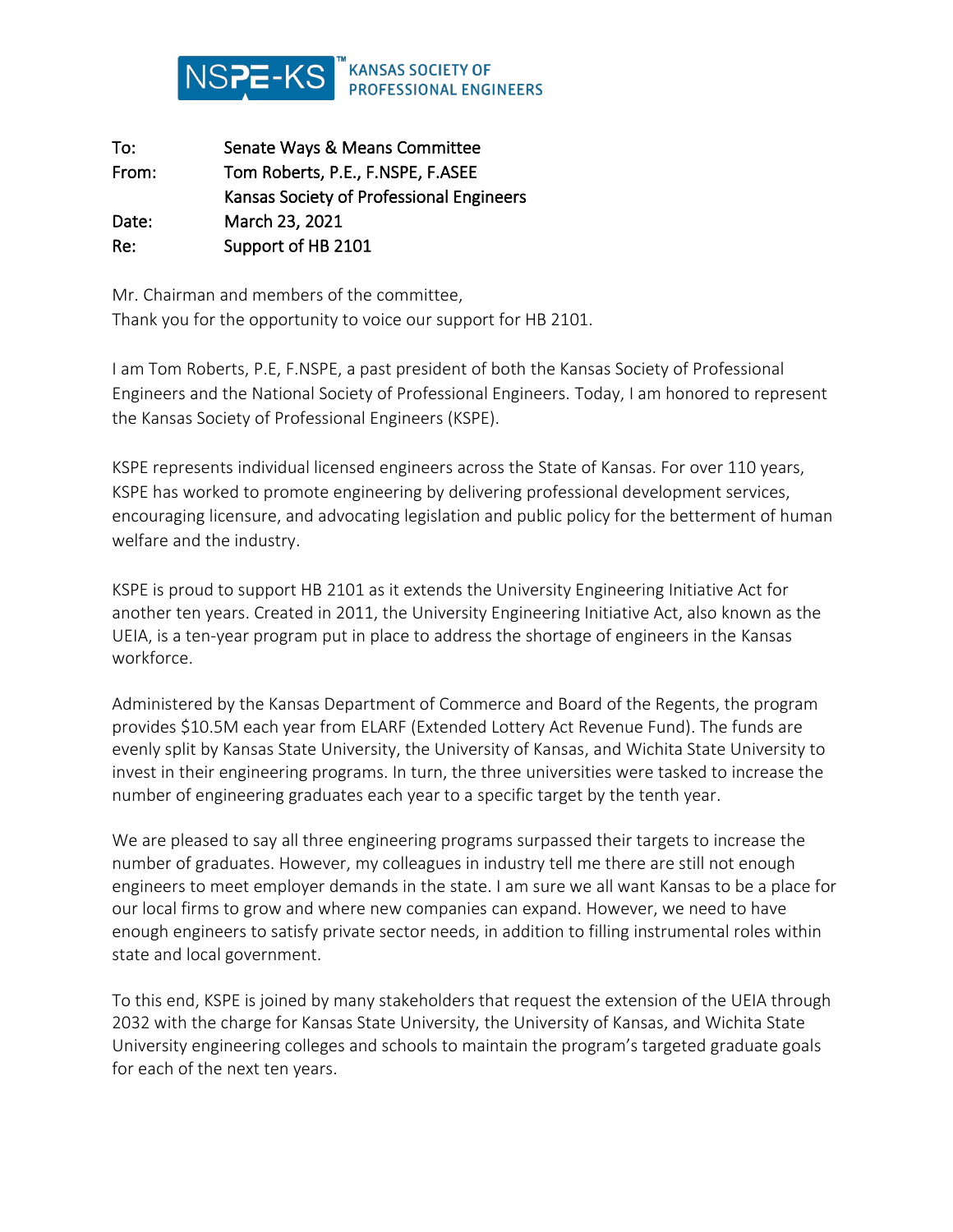**NSPE-KS** KANSAS SOCIETY OF PROFESSIONAL ENGINEERS

| | |
|---|---|
| To: | Senate Ways & Means Committee |
| From: | Tom Roberts, P.E., F.NSPE, F.ASEE<br>Kansas Society of Professional Engineers |
| Date: | March 23, 2021 |
| Re: | Support of HB 2101 |

Mr. Chairman and members of the committee,
Thank you for the opportunity to voice our support for HB 2101.

I am Tom Roberts, P.E, F.NSPE, a past president of both the Kansas Society of Professional Engineers and the National Society of Professional Engineers. Today, I am honored to represent the Kansas Society of Professional Engineers (KSPE).

KSPE represents individual licensed engineers across the State of Kansas. For over 110 years, KSPE has worked to promote engineering by delivering professional development services, encouraging licensure, and advocating legislation and public policy for the betterment of human welfare and the industry.

KSPE is proud to support HB 2101 as it extends the University Engineering Initiative Act for another ten years. Created in 2011, the University Engineering Initiative Act, also known as the UEIA, is a ten-year program put in place to address the shortage of engineers in the Kansas workforce.

Administered by the Kansas Department of Commerce and Board of the Regents, the program provides $10.5M each year from ELARF (Extended Lottery Act Revenue Fund). The funds are evenly split by Kansas State University, the University of Kansas, and Wichita State University to invest in their engineering programs. In turn, the three universities were tasked to increase the number of engineering graduates each year to a specific target by the tenth year.

We are pleased to say all three engineering programs surpassed their targets to increase the number of graduates. However, my colleagues in industry tell me there are still not enough engineers to meet employer demands in the state. I am sure we all want Kansas to be a place for our local firms to grow and where new companies can expand. However, we need to have enough engineers to satisfy private sector needs, in addition to filling instrumental roles within state and local government.

To this end, KSPE is joined by many stakeholders that request the extension of the UEIA through 2032 with the charge for Kansas State University, the University of Kansas, and Wichita State University engineering colleges and schools to maintain the program's targeted graduate goals for each of the next ten years.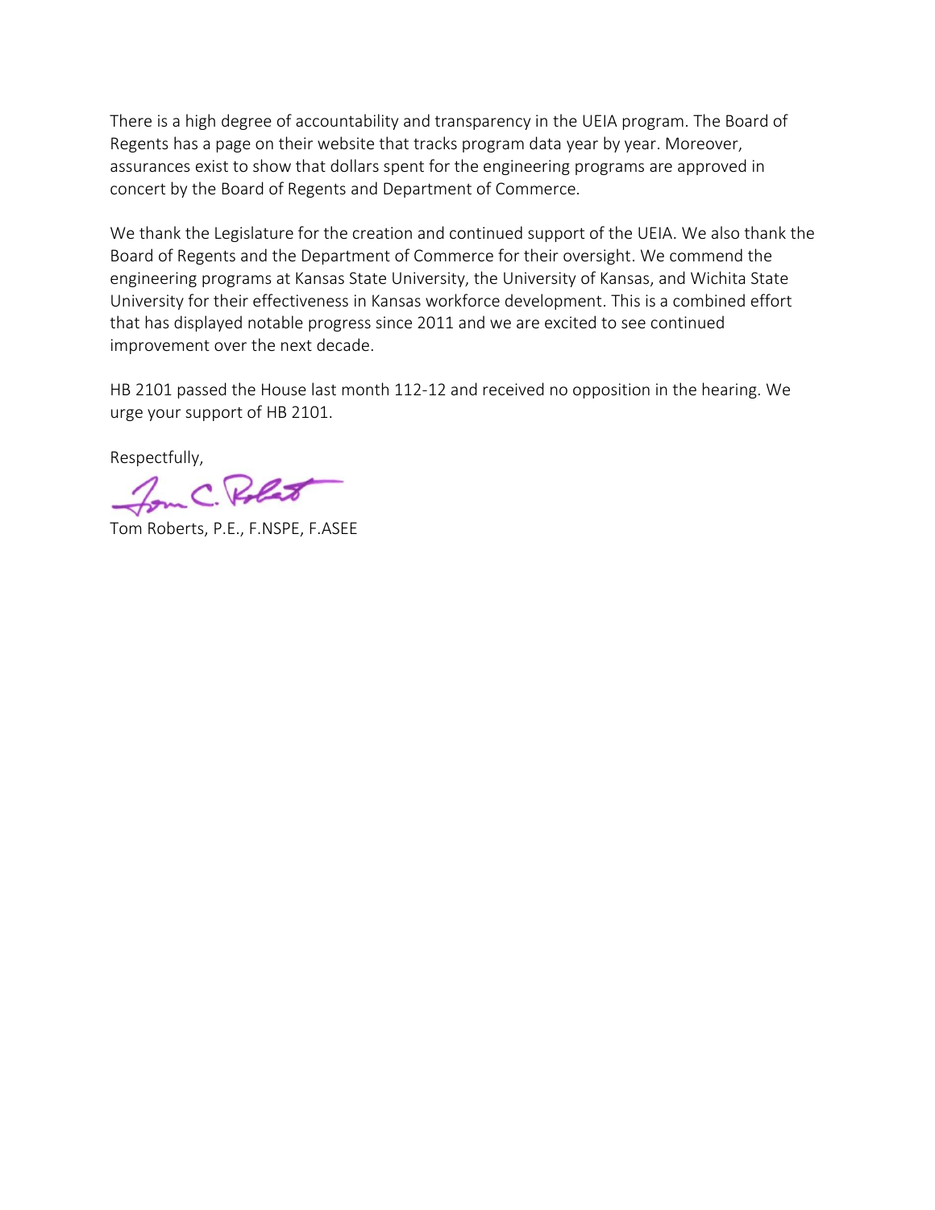There is a high degree of accountability and transparency in the UEIA program. The Board of Regents has a page on their website that tracks program data year by year. Moreover, assurances exist to show that dollars spent for the engineering programs are approved in concert by the Board of Regents and Department of Commerce.

We thank the Legislature for the creation and continued support of the UEIA. We also thank the Board of Regents and the Department of Commerce for their oversight. We commend the engineering programs at Kansas State University, the University of Kansas, and Wichita State University for their effectiveness in Kansas workforce development. This is a combined effort that has displayed notable progress since 2011 and we are excited to see continued improvement over the next decade.

HB 2101 passed the House last month 112-12 and received no opposition in the hearing. We urge your support of HB 2101.

Respectfully,

Tom Roberts, P.E., F.NSPE, F.ASEE